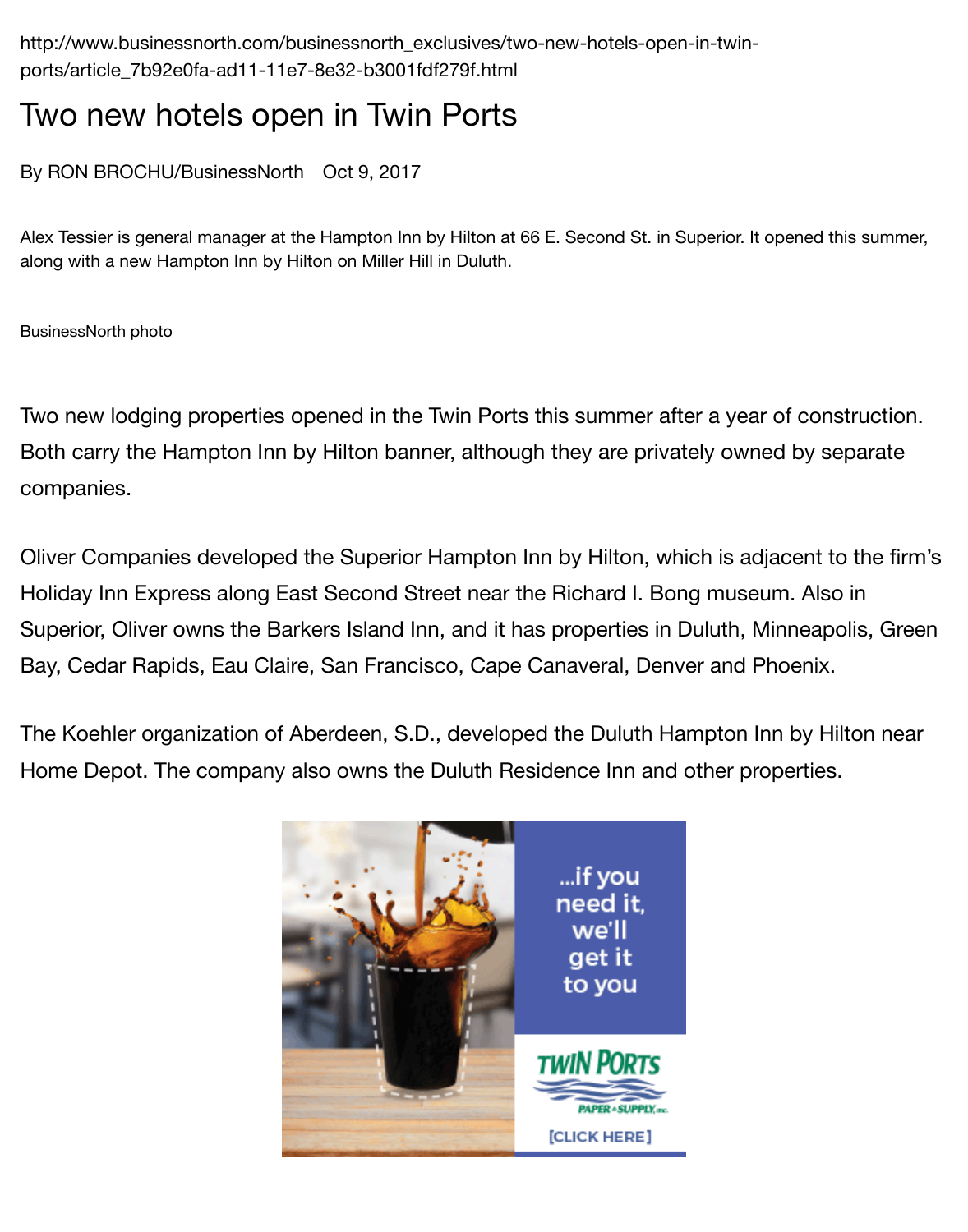http://www.businessnorth.com/businessnorth_exclusives/two-new-hotels-open-in-twin-ports/article_7b92e0fa-ad11-11e7-8e32-b3001fdf279f.html

# Two new hotels open in Twin Ports

By RON BROCHU/BusinessNorth   Oct 9, 2017

Alex Tessier is general manager at the Hampton Inn by Hilton at 66 E. Second St. in Superior. It opened this summer, along with a new Hampton Inn by Hilton on Miller Hill in Duluth.

BusinessNorth photo

Two new lodging properties opened in the Twin Ports this summer after a year of construction. Both carry the Hampton Inn by Hilton banner, although they are privately owned by separate companies.

Oliver Companies developed the Superior Hampton Inn by Hilton, which is adjacent to the firm's Holiday Inn Express along East Second Street near the Richard I. Bong museum. Also in Superior, Oliver owns the Barkers Island Inn, and it has properties in Duluth, Minneapolis, Green Bay, Cedar Rapids, Eau Claire, San Francisco, Cape Canaveral, Denver and Phoenix.

The Koehler organization of Aberdeen, S.D., developed the Duluth Hampton Inn by Hilton near Home Depot. The company also owns the Duluth Residence Inn and other properties.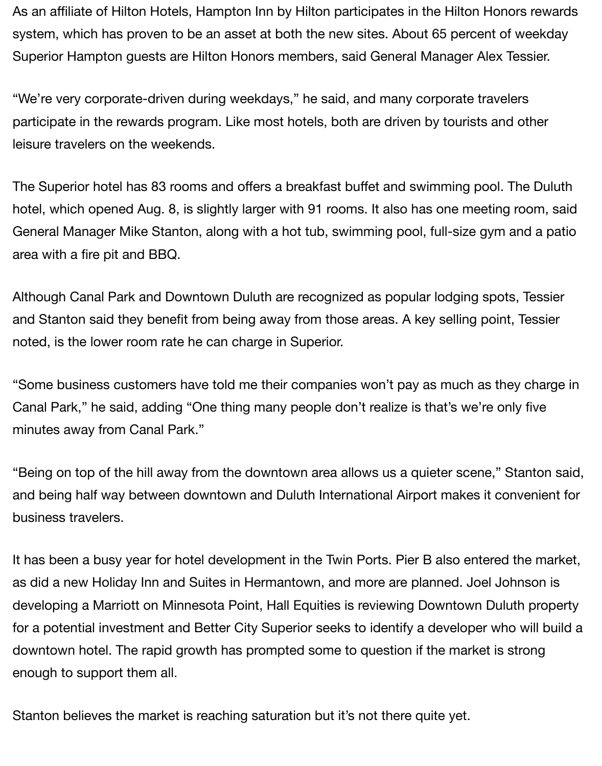As an affiliate of Hilton Hotels, Hampton Inn by Hilton participates in the Hilton Honors rewards system, which has proven to be an asset at both the new sites. About 65 percent of weekday Superior Hampton guests are Hilton Honors members, said General Manager Alex Tessier.

“We’re very corporate-driven during weekdays,” he said, and many corporate travelers participate in the rewards program. Like most hotels, both are driven by tourists and other leisure travelers on the weekends.

The Superior hotel has 83 rooms and offers a breakfast buffet and swimming pool. The Duluth hotel, which opened Aug. 8, is slightly larger with 91 rooms. It also has one meeting room, said General Manager Mike Stanton, along with a hot tub, swimming pool, full-size gym and a patio area with a fire pit and BBQ.

Although Canal Park and Downtown Duluth are recognized as popular lodging spots, Tessier and Stanton said they benefit from being away from those areas. A key selling point, Tessier noted, is the lower room rate he can charge in Superior.

“Some business customers have told me their companies won’t pay as much as they charge in Canal Park,” he said, adding “One thing many people don’t realize is that’s we’re only five minutes away from Canal Park.”

“Being on top of the hill away from the downtown area allows us a quieter scene,” Stanton said, and being half way between downtown and Duluth International Airport makes it convenient for business travelers.

It has been a busy year for hotel development in the Twin Ports. Pier B also entered the market, as did a new Holiday Inn and Suites in Hermantown, and more are planned. Joel Johnson is developing a Marriott on Minnesota Point, Hall Equities is reviewing Downtown Duluth property for a potential investment and Better City Superior seeks to identify a developer who will build a downtown hotel. The rapid growth has prompted some to question if the market is strong enough to support them all.

Stanton believes the market is reaching saturation but it’s not there quite yet.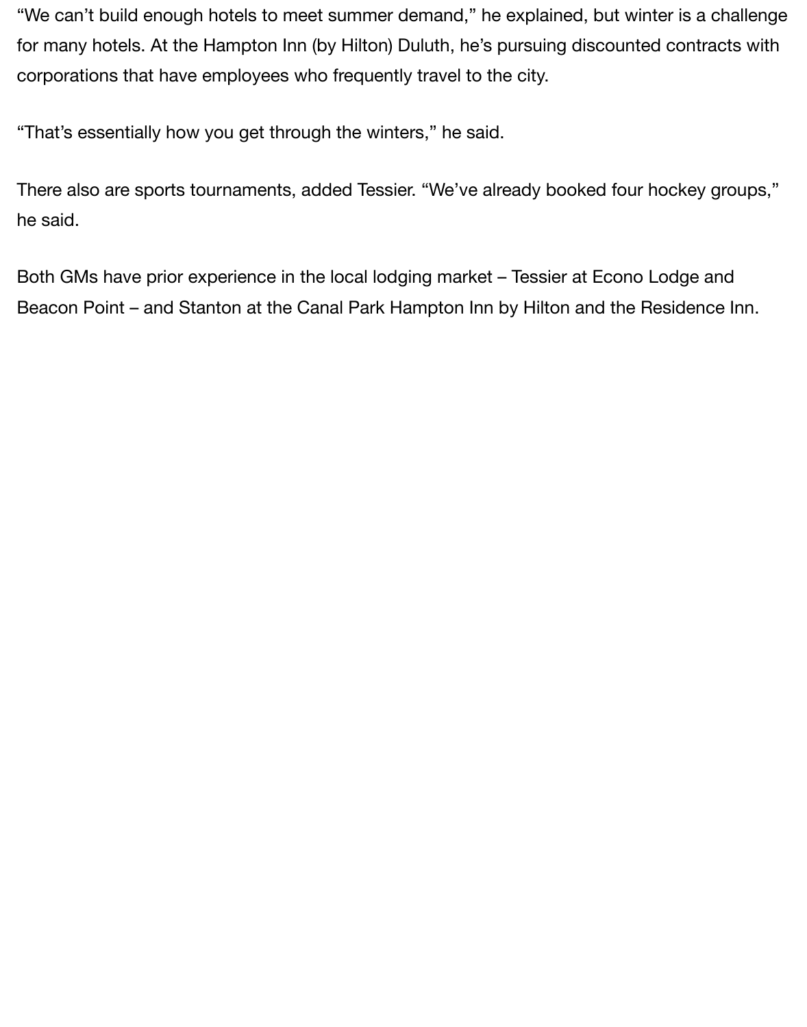“We can’t build enough hotels to meet summer demand,” he explained, but winter is a challenge for many hotels. At the Hampton Inn (by Hilton) Duluth, he’s pursuing discounted contracts with corporations that have employees who frequently travel to the city.

“That’s essentially how you get through the winters,” he said.

There also are sports tournaments, added Tessier. “We’ve already booked four hockey groups,” he said.

Both GMs have prior experience in the local lodging market – Tessier at Econo Lodge and Beacon Point – and Stanton at the Canal Park Hampton Inn by Hilton and the Residence Inn.